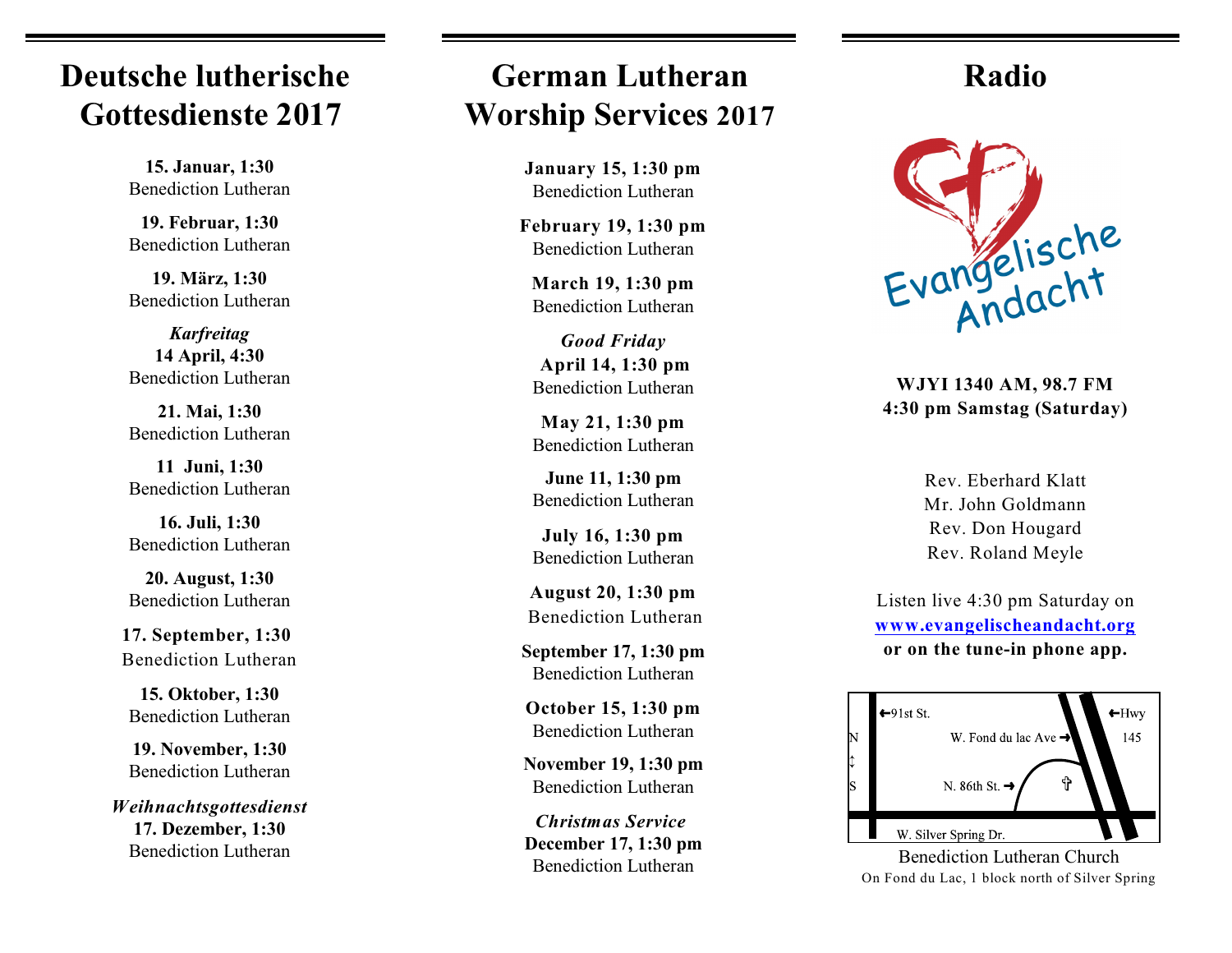# Deutsche lutherische Gottesdienste 2017

**15. Januar, 1:30**
Benediction Lutheran

**19. Februar, 1:30**
Benediction Lutheran

**19. März, 1:30**
Benediction Lutheran

***Karfreitag***
**14 April, 4:30**
Benediction Lutheran

**21. Mai, 1:30**
Benediction Lutheran

**11 Juni, 1:30**
Benediction Lutheran

**16. Juli, 1:30**
Benediction Lutheran

**20. August, 1:30**
Benediction Lutheran

**17. September, 1:30**
Benediction Lutheran

**15. Oktober, 1:30**
Benediction Lutheran

**19. November, 1:30**
Benediction Lutheran

***Weihnachtsgottesdienst***
**17. Dezember, 1:30**
Benediction Lutheran

# German Lutheran Worship Services 2017

**January 15, 1:30 pm**
Benediction Lutheran

**February 19, 1:30 pm**
Benediction Lutheran

**March 19, 1:30 pm**
Benediction Lutheran

***Good Friday***
**April 14, 1:30 pm**
Benediction Lutheran

**May 21, 1:30 pm**
Benediction Lutheran

**June 11, 1:30 pm**
Benediction Lutheran

**July 16, 1:30 pm**
Benediction Lutheran

**August 20, 1:30 pm**
Benediction Lutheran

**September 17, 1:30 pm**
Benediction Lutheran

**October 15, 1:30 pm**
Benediction Lutheran

**November 19, 1:30 pm**
Benediction Lutheran

***Christmas Service***
**December 17, 1:30 pm**
Benediction Lutheran

# Radio

Evangelische Andacht

**WJYI 1340 AM, 98.7 FM**
**4:30 pm Samstag (Saturday)**

Rev. Eberhard Klatt
Mr. John Goldmann
Rev. Don Hougard
Rev. Roland Meyle

Listen live 4:30 pm Saturday on
**www.evangelischeandacht.org**
**or on the tune-in phone app.**

←91st St. | W. Fond du lac Ave → | ←Hwy 145 | N. 86th St. → | W. Silver Spring Dr. | N ↕ S

Benediction Lutheran Church
On Fond du Lac, 1 block north of Silver Spring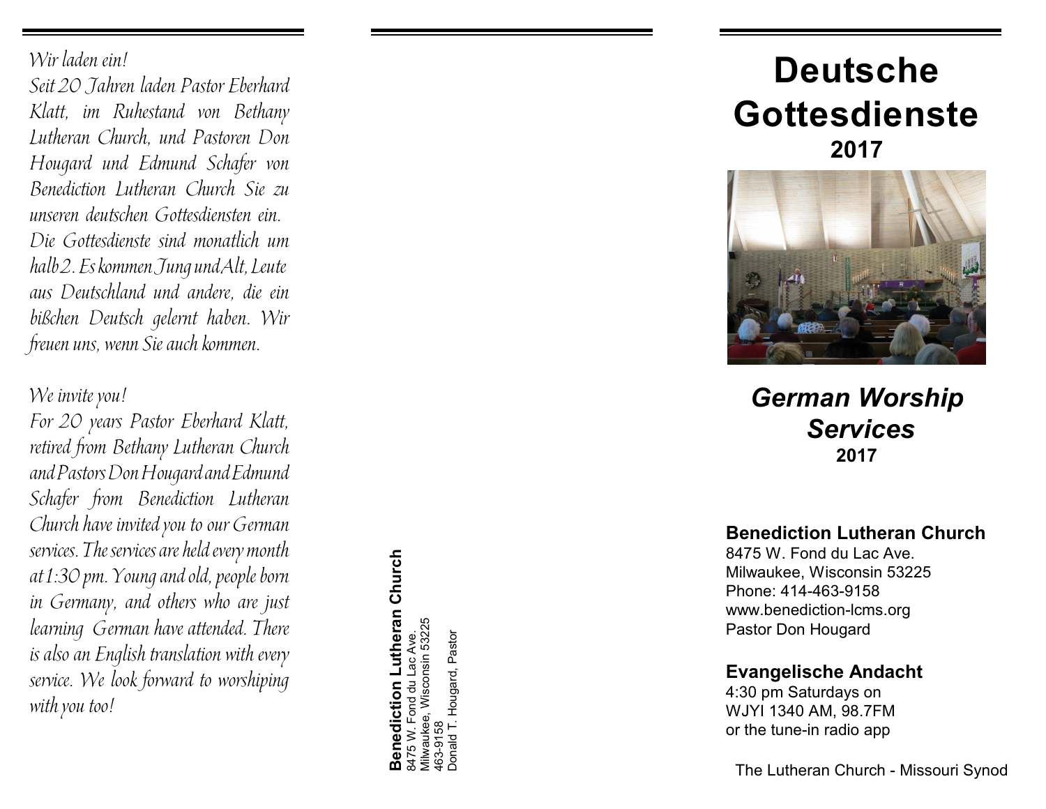*Wir laden ein!*
*Seit 20 Jahren laden Pastor Eberhard Klatt, im Ruhestand von Bethany Lutheran Church, und Pastoren Don Hougard und Edmund Schafer von Benediction Lutheran Church Sie zu unseren deutschen Gottesdiensten ein. Die Gottesdienste sind monatlich um halb 2. Es kommen Jung und Alt, Leute aus Deutschland und andere, die ein bißchen Deutsch gelernt haben. Wir freuen uns, wenn Sie auch kommen.*

*We invite you!*
*For 20 years Pastor Eberhard Klatt, retired from Bethany Lutheran Church and Pastors Don Hougard and Edmund Schafer from Benediction Lutheran Church have invited you to our German services. The services are held every month at 1:30 pm. Young and old, people born in Germany, and others who are just learning German have attended. There is also an English translation with every service. We look forward to worshiping with you too!*

**Benediction Lutheran Church**
8475 W. Fond du Lac Ave.
Milwaukee, Wisconsin 53225
463-9158
Donald T. Hougard, Pastor

# Deutsche Gottesdienste

**2017**

## *German Worship Services*

**2017**

**Benediction Lutheran Church**
8475 W. Fond du Lac Ave.
Milwaukee, Wisconsin 53225
Phone: 414-463-9158
www.benediction-lcms.org
Pastor Don Hougard

**Evangelische Andacht**
4:30 pm Saturdays on
WJYI 1340 AM, 98.7FM
or the tune-in radio app

The Lutheran Church - Missouri Synod